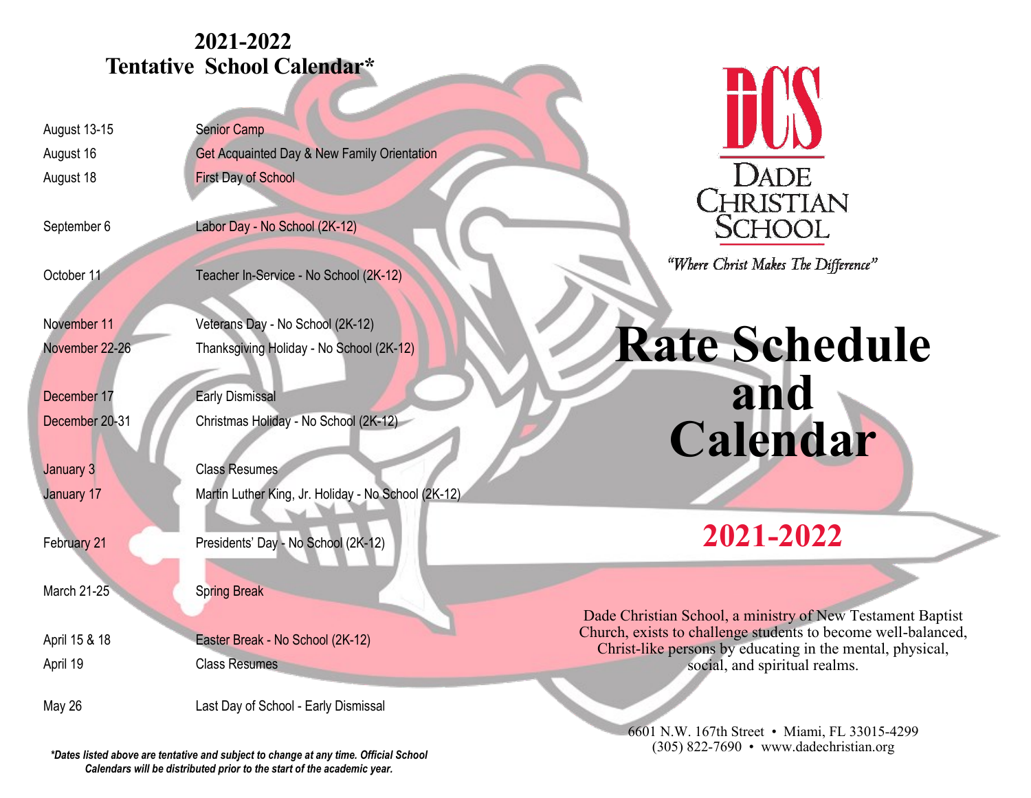## 2021-2022
## Tentative School Calendar*

| | |
|---|---|
| August 13-15 | Senior Camp |
| August 16 | Get Acquainted Day & New Family Orientation |
| August 18 | First Day of School |
| September 6 | Labor Day - No School (2K-12) |
| October 11 | Teacher In-Service - No School (2K-12) |
| November 11 | Veterans Day - No School (2K-12) |
| November 22-26 | Thanksgiving Holiday - No School (2K-12) |
| December 17 | Early Dismissal |
| December 20-31 | Christmas Holiday - No School (2K-12) |
| January 3 | Class Resumes |
| January 17 | Martin Luther King, Jr. Holiday - No School (2K-12) |
| February 21 | Presidents' Day - No School (2K-12) |
| March 21-25 | Spring Break |
| April 15 & 18 | Easter Break - No School (2K-12) |
| April 19 | Class Resumes |
| May 26 | Last Day of School - Early Dismissal |

***Dates listed above are tentative and subject to change at any time. Official School Calendars will be distributed prior to the start of the academic year.***

DCS

DADE CHRISTIAN SCHOOL

*"Where Christ Makes The Difference"*

# Rate Schedule and Calendar

## 2021-2022

Dade Christian School, a ministry of New Testament Baptist Church, exists to challenge students to become well-balanced, Christ-like persons by educating in the mental, physical, social, and spiritual realms.

6601 N.W. 167th Street • Miami, FL 33015-4299
(305) 822-7690 • www.dadechristian.org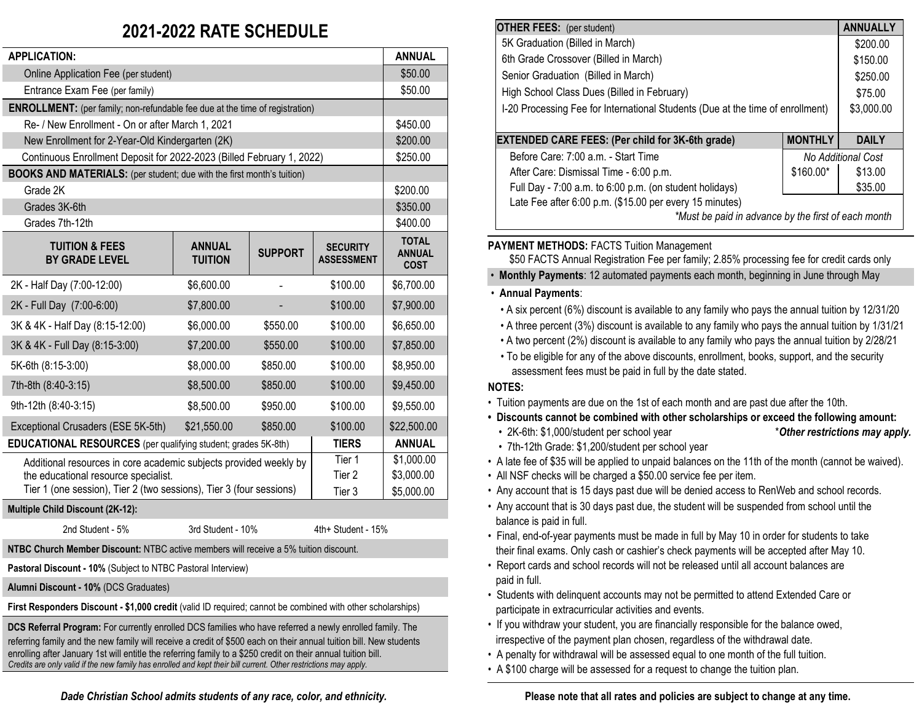# 2021-2022 RATE SCHEDULE

| APPLICATION: | ANNUAL |
|---|---|
| Online Application Fee (per student) | $50.00 |
| Entrance Exam Fee (per family) | $50.00 |
| **ENROLLMENT:** (per family; non-refundable fee due at the time of registration) | |
| Re- / New Enrollment - On or after March 1, 2021 | $450.00 |
| New Enrollment for 2-Year-Old Kindergarten (2K) | $200.00 |
| Continuous Enrollment Deposit for 2022-2023 (Billed February 1, 2022) | $250.00 |
| **BOOKS AND MATERIALS:** (per student; due with the first month's tuition) | |
| Grade 2K | $200.00 |
| Grades 3K-6th | $350.00 |
| Grades 7th-12th | $400.00 |

| TUITION & FEES BY GRADE LEVEL | ANNUAL TUITION | SUPPORT | SECURITY ASSESSMENT | TOTAL ANNUAL COST |
|---|---|---|---|---|
| 2K - Half Day (7:00-12:00) | $6,600.00 | - | $100.00 | $6,700.00 |
| 2K - Full Day (7:00-6:00) | $7,800.00 | - | $100.00 | $7,900.00 |
| 3K & 4K - Half Day (8:15-12:00) | $6,000.00 | $550.00 | $100.00 | $6,650.00 |
| 3K & 4K - Full Day (8:15-3:00) | $7,200.00 | $550.00 | $100.00 | $7,850.00 |
| 5K-6th (8:15-3:00) | $8,000.00 | $850.00 | $100.00 | $8,950.00 |
| 7th-8th (8:40-3:15) | $8,500.00 | $850.00 | $100.00 | $9,450.00 |
| 9th-12th (8:40-3:15) | $8,500.00 | $950.00 | $100.00 | $9,550.00 |
| Exceptional Crusaders (ESE 5K-5th) | $21,550.00 | $850.00 | $100.00 | $22,500.00 |

| EDUCATIONAL RESOURCES (per qualifying student; grades 5K-8th) | TIERS | ANNUAL |
|---|---|---|
| Additional resources in core academic subjects provided weekly by the educational resource specialist. | Tier 1 | $1,000.00 |
| Tier 1 (one session), Tier 2 (two sessions), Tier 3 (four sessions) | Tier 2 | $3,000.00 |
| | Tier 3 | $5,000.00 |

**Multiple Child Discount (2K-12):**

2nd Student - 5% 3rd Student - 10% 4th+ Student - 15%

**NTBC Church Member Discount:** NTBC active members will receive a 5% tuition discount.

**Pastoral Discount - 10%** (Subject to NTBC Pastoral Interview)

**Alumni Discount - 10%** (DCS Graduates)

**First Responders Discount - $1,000 credit** (valid ID required; cannot be combined with other scholarships)

**DCS Referral Program:** For currently enrolled DCS families who have referred a newly enrolled family. The referring family and the new family will receive a credit of $500 each on their annual tuition bill. New students enrolling after January 1st will entitle the referring family to a $250 credit on their annual tuition bill.
*Credits are only valid if the new family has enrolled and kept their bill current. Other restrictions may apply.*

***Dade Christian School admits students of any race, color, and ethnicity.***

| OTHER FEES: (per student) | ANNUALLY |
|---|---|
| 5K Graduation (Billed in March) | $200.00 |
| 6th Grade Crossover (Billed in March) | $150.00 |
| Senior Graduation (Billed in March) | $250.00 |
| High School Class Dues (Billed in February) | $75.00 |
| I-20 Processing Fee for International Students (Due at the time of enrollment) | $3,000.00 |

| EXTENDED CARE FEES: (Per child for 3K-6th grade) | MONTHLY | DAILY |
|---|---|---|
| Before Care: 7:00 a.m. - Start Time | No Additional Cost | |
| After Care: Dismissal Time - 6:00 p.m. | $160.00* | $13.00 |
| Full Day - 7:00 a.m. to 6:00 p.m. (on student holidays) | | $35.00 |
| Late Fee after 6:00 p.m. ($15.00 per every 15 minutes) | | |

*\*Must be paid in advance by the first of each month*

**PAYMENT METHODS:** FACTS Tuition Management

$50 FACTS Annual Registration Fee per family; 2.85% processing fee for credit cards only

- **Monthly Payments**: 12 automated payments each month, beginning in June through May
- **Annual Payments**:
  - A six percent (6%) discount is available to any family who pays the annual tuition by 12/31/20
  - A three percent (3%) discount is available to any family who pays the annual tuition by 1/31/21
  - A two percent (2%) discount is available to any family who pays the annual tuition by 2/28/21
  - To be eligible for any of the above discounts, enrollment, books, support, and the security assessment fees must be paid in full by the date stated.

**NOTES:**

- Tuition payments are due on the 1st of each month and are past due after the 10th.
- **Discounts cannot be combined with other scholarships or exceed the following amount:**
  - 2K-6th: $1,000/student per school year *\*Other restrictions may apply.*
  - 7th-12th Grade: $1,200/student per school year
- A late fee of $35 will be applied to unpaid balances on the 11th of the month (cannot be waived).
- All NSF checks will be charged a $50.00 service fee per item.
- Any account that is 15 days past due will be denied access to RenWeb and school records.
- Any account that is 30 days past due, the student will be suspended from school until the balance is paid in full.
- Final, end-of-year payments must be made in full by May 10 in order for students to take their final exams. Only cash or cashier's check payments will be accepted after May 10.
- Report cards and school records will not be released until all account balances are paid in full.
- Students with delinquent accounts may not be permitted to attend Extended Care or participate in extracurricular activities and events.
- If you withdraw your student, you are financially responsible for the balance owed, irrespective of the payment plan chosen, regardless of the withdrawal date.
- A penalty for withdrawal will be assessed equal to one month of the full tuition.
- A $100 charge will be assessed for a request to change the tuition plan.

**Please note that all rates and policies are subject to change at any time.**